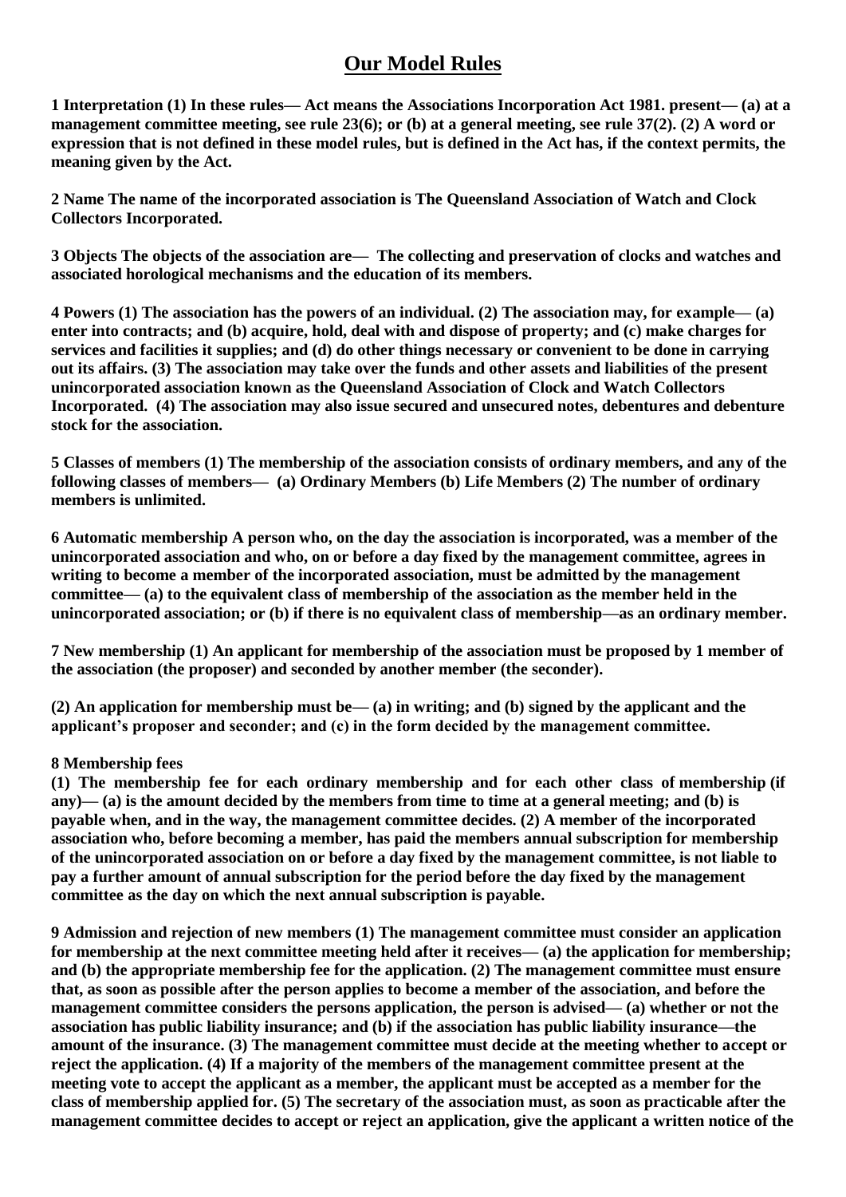# Our Model Rules

**1 Interpretation (1) In these rules— Act means the Associations Incorporation Act 1981. present— (a) at a management committee meeting, see rule 23(6); or (b) at a general meeting, see rule 37(2). (2) A word or expression that is not defined in these model rules, but is defined in the Act has, if the context permits, the meaning given by the Act.**

**2 Name The name of the incorporated association is The Queensland Association of Watch and Clock Collectors Incorporated.**

**3 Objects The objects of the association are— The collecting and preservation of clocks and watches and associated horological mechanisms and the education of its members.**

**4 Powers (1) The association has the powers of an individual. (2) The association may, for example— (a) enter into contracts; and (b) acquire, hold, deal with and dispose of property; and (c) make charges for services and facilities it supplies; and (d) do other things necessary or convenient to be done in carrying out its affairs. (3) The association may take over the funds and other assets and liabilities of the present unincorporated association known as the Queensland Association of Clock and Watch Collectors Incorporated. (4) The association may also issue secured and unsecured notes, debentures and debenture stock for the association.**

**5 Classes of members (1) The membership of the association consists of ordinary members, and any of the following classes of members— (a) Ordinary Members (b) Life Members (2) The number of ordinary members is unlimited.**

**6 Automatic membership A person who, on the day the association is incorporated, was a member of the unincorporated association and who, on or before a day fixed by the management committee, agrees in writing to become a member of the incorporated association, must be admitted by the management committee— (a) to the equivalent class of membership of the association as the member held in the unincorporated association; or (b) if there is no equivalent class of membership—as an ordinary member.**

**7 New membership (1) An applicant for membership of the association must be proposed by 1 member of the association (the proposer) and seconded by another member (the seconder).**

**(2) An application for membership must be— (a) in writing; and (b) signed by the applicant and the applicant's proposer and seconder; and (c) in the form decided by the management committee.**

**8 Membership fees**

**(1) The membership fee for each ordinary membership and for each other class of membership (if any)— (a) is the amount decided by the members from time to time at a general meeting; and (b) is payable when, and in the way, the management committee decides. (2) A member of the incorporated association who, before becoming a member, has paid the members annual subscription for membership of the unincorporated association on or before a day fixed by the management committee, is not liable to pay a further amount of annual subscription for the period before the day fixed by the management committee as the day on which the next annual subscription is payable.**

**9 Admission and rejection of new members (1) The management committee must consider an application for membership at the next committee meeting held after it receives— (a) the application for membership; and (b) the appropriate membership fee for the application. (2) The management committee must ensure that, as soon as possible after the person applies to become a member of the association, and before the management committee considers the persons application, the person is advised— (a) whether or not the association has public liability insurance; and (b) if the association has public liability insurance—the amount of the insurance. (3) The management committee must decide at the meeting whether to accept or reject the application. (4) If a majority of the members of the management committee present at the meeting vote to accept the applicant as a member, the applicant must be accepted as a member for the class of membership applied for. (5) The secretary of the association must, as soon as practicable after the management committee decides to accept or reject an application, give the applicant a written notice of the**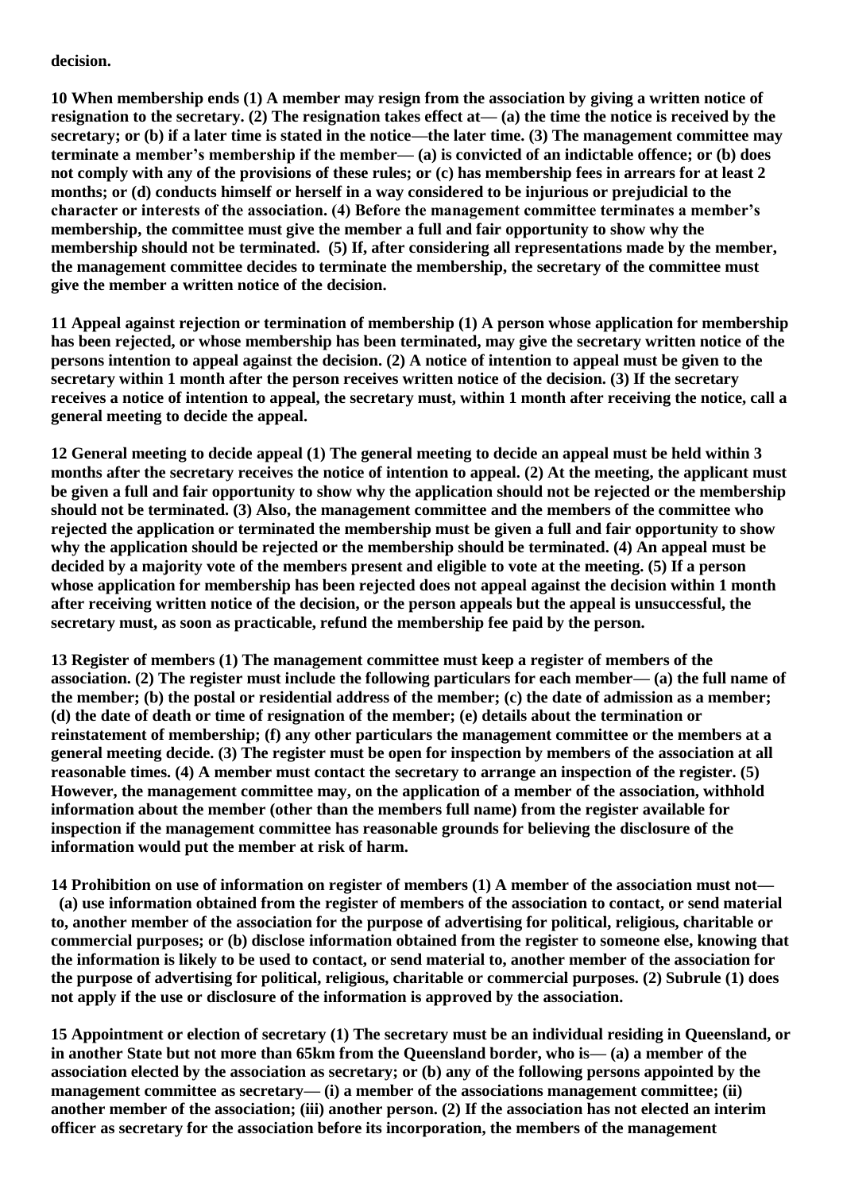**decision.**

**10 When membership ends (1) A member may resign from the association by giving a written notice of resignation to the secretary. (2) The resignation takes effect at— (a) the time the notice is received by the secretary; or (b) if a later time is stated in the notice—the later time. (3) The management committee may terminate a member's membership if the member— (a) is convicted of an indictable offence; or (b) does not comply with any of the provisions of these rules; or (c) has membership fees in arrears for at least 2 months; or (d) conducts himself or herself in a way considered to be injurious or prejudicial to the character or interests of the association. (4) Before the management committee terminates a member's membership, the committee must give the member a full and fair opportunity to show why the membership should not be terminated. (5) If, after considering all representations made by the member, the management committee decides to terminate the membership, the secretary of the committee must give the member a written notice of the decision.**

**11 Appeal against rejection or termination of membership (1) A person whose application for membership has been rejected, or whose membership has been terminated, may give the secretary written notice of the persons intention to appeal against the decision. (2) A notice of intention to appeal must be given to the secretary within 1 month after the person receives written notice of the decision. (3) If the secretary receives a notice of intention to appeal, the secretary must, within 1 month after receiving the notice, call a general meeting to decide the appeal.**

**12 General meeting to decide appeal (1) The general meeting to decide an appeal must be held within 3 months after the secretary receives the notice of intention to appeal. (2) At the meeting, the applicant must be given a full and fair opportunity to show why the application should not be rejected or the membership should not be terminated. (3) Also, the management committee and the members of the committee who rejected the application or terminated the membership must be given a full and fair opportunity to show why the application should be rejected or the membership should be terminated. (4) An appeal must be decided by a majority vote of the members present and eligible to vote at the meeting. (5) If a person whose application for membership has been rejected does not appeal against the decision within 1 month after receiving written notice of the decision, or the person appeals but the appeal is unsuccessful, the secretary must, as soon as practicable, refund the membership fee paid by the person.**

**13 Register of members (1) The management committee must keep a register of members of the association. (2) The register must include the following particulars for each member— (a) the full name of the member; (b) the postal or residential address of the member; (c) the date of admission as a member; (d) the date of death or time of resignation of the member; (e) details about the termination or reinstatement of membership; (f) any other particulars the management committee or the members at a general meeting decide. (3) The register must be open for inspection by members of the association at all reasonable times. (4) A member must contact the secretary to arrange an inspection of the register. (5) However, the management committee may, on the application of a member of the association, withhold information about the member (other than the members full name) from the register available for inspection if the management committee has reasonable grounds for believing the disclosure of the information would put the member at risk of harm.**

**14 Prohibition on use of information on register of members (1) A member of the association must not— (a) use information obtained from the register of members of the association to contact, or send material to, another member of the association for the purpose of advertising for political, religious, charitable or commercial purposes; or (b) disclose information obtained from the register to someone else, knowing that the information is likely to be used to contact, or send material to, another member of the association for the purpose of advertising for political, religious, charitable or commercial purposes. (2) Subrule (1) does not apply if the use or disclosure of the information is approved by the association.**

**15 Appointment or election of secretary (1) The secretary must be an individual residing in Queensland, or in another State but not more than 65km from the Queensland border, who is— (a) a member of the association elected by the association as secretary; or (b) any of the following persons appointed by the management committee as secretary— (i) a member of the associations management committee; (ii) another member of the association; (iii) another person. (2) If the association has not elected an interim officer as secretary for the association before its incorporation, the members of the management**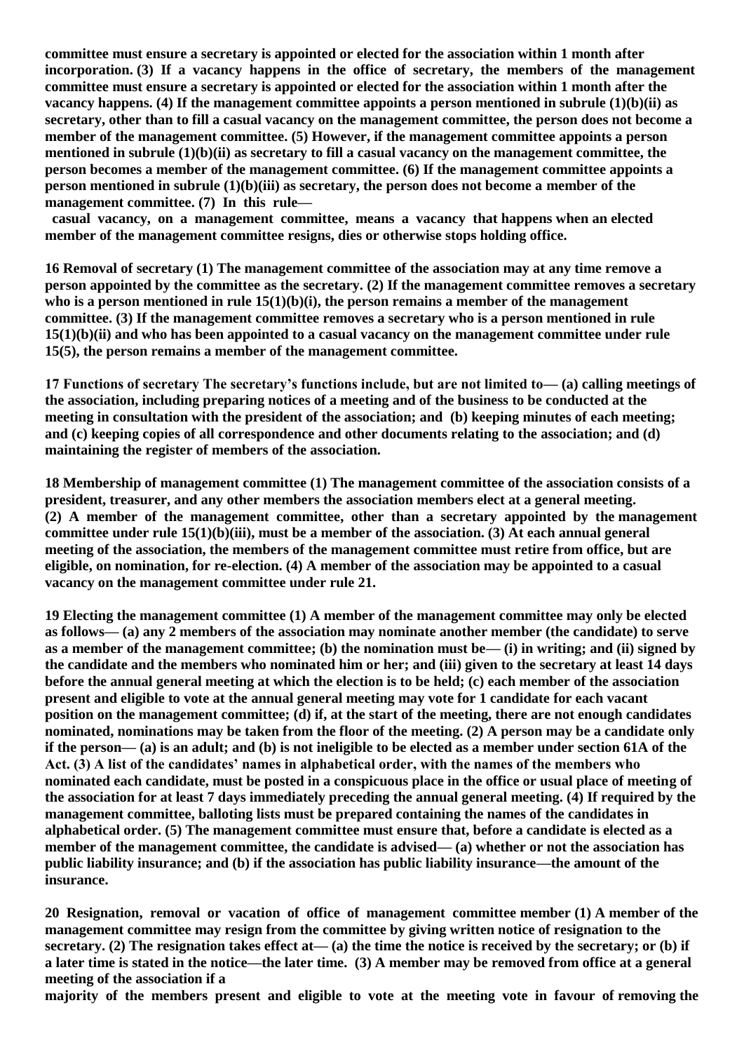**committee must ensure a secretary is appointed or elected for the association within 1 month after incorporation. (3) If a vacancy happens in the office of secretary, the members of the management committee must ensure a secretary is appointed or elected for the association within 1 month after the vacancy happens. (4) If the management committee appoints a person mentioned in subrule (1)(b)(ii) as secretary, other than to fill a casual vacancy on the management committee, the person does not become a member of the management committee. (5) However, if the management committee appoints a person mentioned in subrule (1)(b)(ii) as secretary to fill a casual vacancy on the management committee, the person becomes a member of the management committee. (6) If the management committee appoints a person mentioned in subrule (1)(b)(iii) as secretary, the person does not become a member of the management committee. (7) In this rule—**

**casual vacancy, on a management committee, means a vacancy that happens when an elected member of the management committee resigns, dies or otherwise stops holding office.**

**16 Removal of secretary (1) The management committee of the association may at any time remove a person appointed by the committee as the secretary. (2) If the management committee removes a secretary who is a person mentioned in rule 15(1)(b)(i), the person remains a member of the management committee. (3) If the management committee removes a secretary who is a person mentioned in rule 15(1)(b)(ii) and who has been appointed to a casual vacancy on the management committee under rule 15(5), the person remains a member of the management committee.**

**17 Functions of secretary The secretary's functions include, but are not limited to— (a) calling meetings of the association, including preparing notices of a meeting and of the business to be conducted at the meeting in consultation with the president of the association; and (b) keeping minutes of each meeting; and (c) keeping copies of all correspondence and other documents relating to the association; and (d) maintaining the register of members of the association.**

**18 Membership of management committee (1) The management committee of the association consists of a president, treasurer, and any other members the association members elect at a general meeting. (2) A member of the management committee, other than a secretary appointed by the management committee under rule 15(1)(b)(iii), must be a member of the association. (3) At each annual general meeting of the association, the members of the management committee must retire from office, but are eligible, on nomination, for re-election. (4) A member of the association may be appointed to a casual vacancy on the management committee under rule 21.**

**19 Electing the management committee (1) A member of the management committee may only be elected as follows— (a) any 2 members of the association may nominate another member (the candidate) to serve as a member of the management committee; (b) the nomination must be— (i) in writing; and (ii) signed by the candidate and the members who nominated him or her; and (iii) given to the secretary at least 14 days before the annual general meeting at which the election is to be held; (c) each member of the association present and eligible to vote at the annual general meeting may vote for 1 candidate for each vacant position on the management committee; (d) if, at the start of the meeting, there are not enough candidates nominated, nominations may be taken from the floor of the meeting. (2) A person may be a candidate only if the person— (a) is an adult; and (b) is not ineligible to be elected as a member under section 61A of the Act. (3) A list of the candidates' names in alphabetical order, with the names of the members who nominated each candidate, must be posted in a conspicuous place in the office or usual place of meeting of the association for at least 7 days immediately preceding the annual general meeting. (4) If required by the management committee, balloting lists must be prepared containing the names of the candidates in alphabetical order. (5) The management committee must ensure that, before a candidate is elected as a member of the management committee, the candidate is advised— (a) whether or not the association has public liability insurance; and (b) if the association has public liability insurance—the amount of the insurance.**

**20 Resignation, removal or vacation of office of management committee member (1) A member of the management committee may resign from the committee by giving written notice of resignation to the secretary. (2) The resignation takes effect at— (a) the time the notice is received by the secretary; or (b) if a later time is stated in the notice—the later time. (3) A member may be removed from office at a general meeting of the association if a majority of the members present and eligible to vote at the meeting vote in favour of removing the**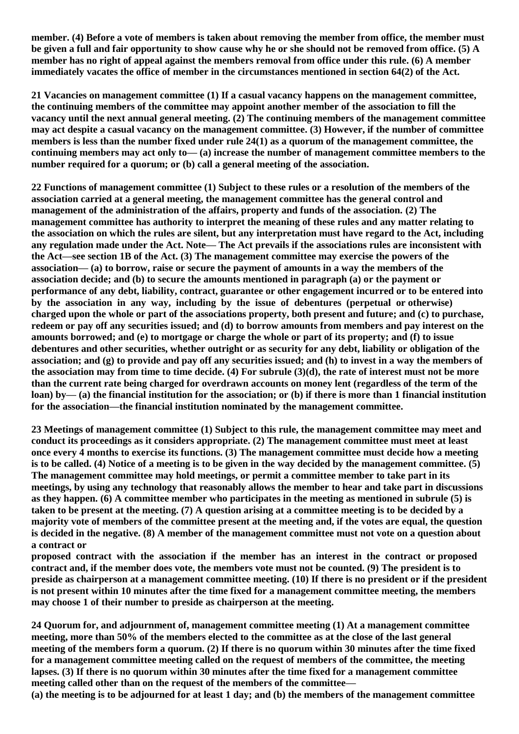member. (4) Before a vote of members is taken about removing the member from office, the member must be given a full and fair opportunity to show cause why he or she should not be removed from office. (5) A member has no right of appeal against the members removal from office under this rule. (6) A member immediately vacates the office of member in the circumstances mentioned in section 64(2) of the Act.

**21 Vacancies on management committee** (1) If a casual vacancy happens on the management committee, the continuing members of the committee may appoint another member of the association to fill the vacancy until the next annual general meeting. (2) The continuing members of the management committee may act despite a casual vacancy on the management committee. (3) However, if the number of committee members is less than the number fixed under rule 24(1) as a quorum of the management committee, the continuing members may act only to— (a) increase the number of management committee members to the number required for a quorum; or (b) call a general meeting of the association.

**22 Functions of management committee** (1) Subject to these rules or a resolution of the members of the association carried at a general meeting, the management committee has the general control and management of the administration of the affairs, property and funds of the association. (2) The management committee has authority to interpret the meaning of these rules and any matter relating to the association on which the rules are silent, but any interpretation must have regard to the Act, including any regulation made under the Act. Note— The Act prevails if the associations rules are inconsistent with the Act—see section 1B of the Act. (3) The management committee may exercise the powers of the association— (a) to borrow, raise or secure the payment of amounts in a way the members of the association decide; and (b) to secure the amounts mentioned in paragraph (a) or the payment or performance of any debt, liability, contract, guarantee or other engagement incurred or to be entered into by the association in any way, including by the issue of debentures (perpetual or otherwise) charged upon the whole or part of the associations property, both present and future; and (c) to purchase, redeem or pay off any securities issued; and (d) to borrow amounts from members and pay interest on the amounts borrowed; and (e) to mortgage or charge the whole or part of its property; and (f) to issue debentures and other securities, whether outright or as security for any debt, liability or obligation of the association; and (g) to provide and pay off any securities issued; and (h) to invest in a way the members of the association may from time to time decide. (4) For subrule (3)(d), the rate of interest must not be more than the current rate being charged for overdrawn accounts on money lent (regardless of the term of the loan) by— (a) the financial institution for the association; or (b) if there is more than 1 financial institution for the association—the financial institution nominated by the management committee.

**23 Meetings of management committee** (1) Subject to this rule, the management committee may meet and conduct its proceedings as it considers appropriate. (2) The management committee must meet at least once every 4 months to exercise its functions. (3) The management committee must decide how a meeting is to be called. (4) Notice of a meeting is to be given in the way decided by the management committee. (5) The management committee may hold meetings, or permit a committee member to take part in its meetings, by using any technology that reasonably allows the member to hear and take part in discussions as they happen. (6) A committee member who participates in the meeting as mentioned in subrule (5) is taken to be present at the meeting. (7) A question arising at a committee meeting is to be decided by a majority vote of members of the committee present at the meeting and, if the votes are equal, the question is decided in the negative. (8) A member of the management committee must not vote on a question about a contract or proposed contract with the association if the member has an interest in the contract or proposed contract and, if the member does vote, the members vote must not be counted. (9) The president is to preside as chairperson at a management committee meeting. (10) If there is no president or if the president is not present within 10 minutes after the time fixed for a management committee meeting, the members may choose 1 of their number to preside as chairperson at the meeting.

**24 Quorum for, and adjournment of, management committee meeting** (1) At a management committee meeting, more than 50% of the members elected to the committee as at the close of the last general meeting of the members form a quorum. (2) If there is no quorum within 30 minutes after the time fixed for a management committee meeting called on the request of members of the committee, the meeting lapses. (3) If there is no quorum within 30 minutes after the time fixed for a management committee meeting called other than on the request of the members of the committee— (a) the meeting is to be adjourned for at least 1 day; and (b) the members of the management committee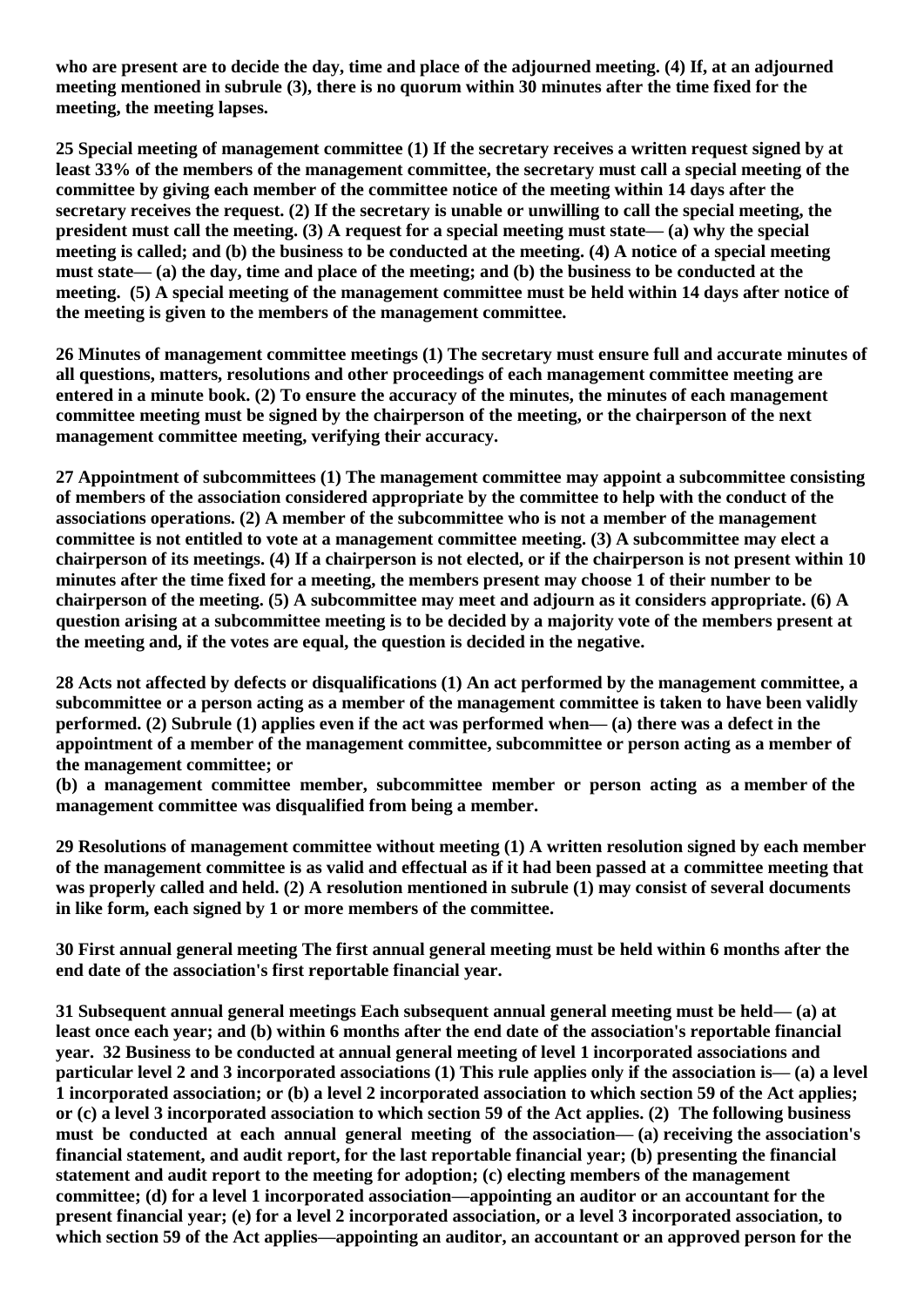**who are present are to decide the day, time and place of the adjourned meeting. (4) If, at an adjourned meeting mentioned in subrule (3), there is no quorum within 30 minutes after the time fixed for the meeting, the meeting lapses.**

**25 Special meeting of management committee (1) If the secretary receives a written request signed by at least 33% of the members of the management committee, the secretary must call a special meeting of the committee by giving each member of the committee notice of the meeting within 14 days after the secretary receives the request. (2) If the secretary is unable or unwilling to call the special meeting, the president must call the meeting. (3) A request for a special meeting must state— (a) why the special meeting is called; and (b) the business to be conducted at the meeting. (4) A notice of a special meeting must state— (a) the day, time and place of the meeting; and (b) the business to be conducted at the meeting. (5) A special meeting of the management committee must be held within 14 days after notice of the meeting is given to the members of the management committee.**

**26 Minutes of management committee meetings (1) The secretary must ensure full and accurate minutes of all questions, matters, resolutions and other proceedings of each management committee meeting are entered in a minute book. (2) To ensure the accuracy of the minutes, the minutes of each management committee meeting must be signed by the chairperson of the meeting, or the chairperson of the next management committee meeting, verifying their accuracy.**

**27 Appointment of subcommittees (1) The management committee may appoint a subcommittee consisting of members of the association considered appropriate by the committee to help with the conduct of the associations operations. (2) A member of the subcommittee who is not a member of the management committee is not entitled to vote at a management committee meeting. (3) A subcommittee may elect a chairperson of its meetings. (4) If a chairperson is not elected, or if the chairperson is not present within 10 minutes after the time fixed for a meeting, the members present may choose 1 of their number to be chairperson of the meeting. (5) A subcommittee may meet and adjourn as it considers appropriate. (6) A question arising at a subcommittee meeting is to be decided by a majority vote of the members present at the meeting and, if the votes are equal, the question is decided in the negative.**

**28 Acts not affected by defects or disqualifications (1) An act performed by the management committee, a subcommittee or a person acting as a member of the management committee is taken to have been validly performed. (2) Subrule (1) applies even if the act was performed when— (a) there was a defect in the appointment of a member of the management committee, subcommittee or person acting as a member of the management committee; or**
**(b) a management committee member, subcommittee member or person acting as a member of the management committee was disqualified from being a member.**

**29 Resolutions of management committee without meeting (1) A written resolution signed by each member of the management committee is as valid and effectual as if it had been passed at a committee meeting that was properly called and held. (2) A resolution mentioned in subrule (1) may consist of several documents in like form, each signed by 1 or more members of the committee.**

**30 First annual general meeting The first annual general meeting must be held within 6 months after the end date of the association's first reportable financial year.**

**31 Subsequent annual general meetings Each subsequent annual general meeting must be held— (a) at least once each year; and (b) within 6 months after the end date of the association's reportable financial year. 32 Business to be conducted at annual general meeting of level 1 incorporated associations and particular level 2 and 3 incorporated associations (1) This rule applies only if the association is— (a) a level 1 incorporated association; or (b) a level 2 incorporated association to which section 59 of the Act applies; or (c) a level 3 incorporated association to which section 59 of the Act applies. (2) The following business must be conducted at each annual general meeting of the association— (a) receiving the association's financial statement, and audit report, for the last reportable financial year; (b) presenting the financial statement and audit report to the meeting for adoption; (c) electing members of the management committee; (d) for a level 1 incorporated association—appointing an auditor or an accountant for the present financial year; (e) for a level 2 incorporated association, or a level 3 incorporated association, to which section 59 of the Act applies—appointing an auditor, an accountant or an approved person for the**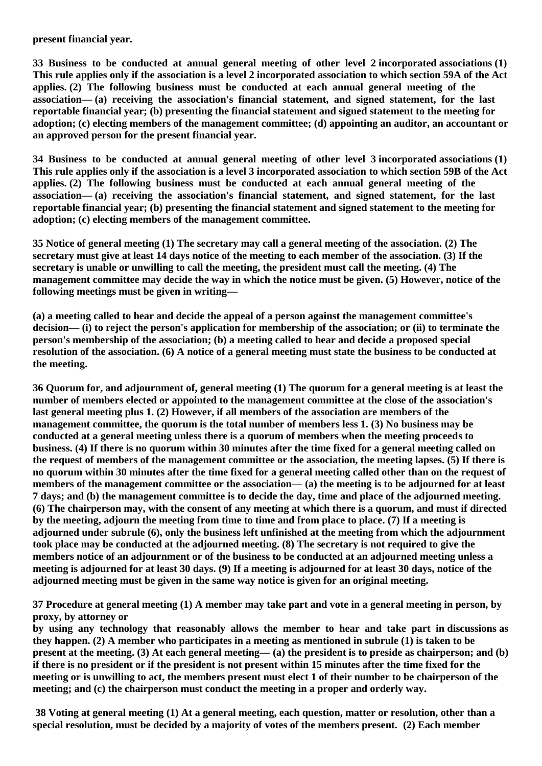**present financial year.**

**33 Business to be conducted at annual general meeting of other level 2 incorporated associations (1) This rule applies only if the association is a level 2 incorporated association to which section 59A of the Act applies. (2) The following business must be conducted at each annual general meeting of the association— (a) receiving the association's financial statement, and signed statement, for the last reportable financial year; (b) presenting the financial statement and signed statement to the meeting for adoption; (c) electing members of the management committee; (d) appointing an auditor, an accountant or an approved person for the present financial year.**

**34 Business to be conducted at annual general meeting of other level 3 incorporated associations (1) This rule applies only if the association is a level 3 incorporated association to which section 59B of the Act applies. (2) The following business must be conducted at each annual general meeting of the association— (a) receiving the association's financial statement, and signed statement, for the last reportable financial year; (b) presenting the financial statement and signed statement to the meeting for adoption; (c) electing members of the management committee.**

**35 Notice of general meeting (1) The secretary may call a general meeting of the association. (2) The secretary must give at least 14 days notice of the meeting to each member of the association. (3) If the secretary is unable or unwilling to call the meeting, the president must call the meeting. (4) The management committee may decide the way in which the notice must be given. (5) However, notice of the following meetings must be given in writing—**

**(a) a meeting called to hear and decide the appeal of a person against the management committee's decision— (i) to reject the person's application for membership of the association; or (ii) to terminate the person's membership of the association; (b) a meeting called to hear and decide a proposed special resolution of the association. (6) A notice of a general meeting must state the business to be conducted at the meeting.**

**36 Quorum for, and adjournment of, general meeting (1) The quorum for a general meeting is at least the number of members elected or appointed to the management committee at the close of the association's last general meeting plus 1. (2) However, if all members of the association are members of the management committee, the quorum is the total number of members less 1. (3) No business may be conducted at a general meeting unless there is a quorum of members when the meeting proceeds to business. (4) If there is no quorum within 30 minutes after the time fixed for a general meeting called on the request of members of the management committee or the association, the meeting lapses. (5) If there is no quorum within 30 minutes after the time fixed for a general meeting called other than on the request of members of the management committee or the association— (a) the meeting is to be adjourned for at least 7 days; and (b) the management committee is to decide the day, time and place of the adjourned meeting. (6) The chairperson may, with the consent of any meeting at which there is a quorum, and must if directed by the meeting, adjourn the meeting from time to time and from place to place. (7) If a meeting is adjourned under subrule (6), only the business left unfinished at the meeting from which the adjournment took place may be conducted at the adjourned meeting. (8) The secretary is not required to give the members notice of an adjournment or of the business to be conducted at an adjourned meeting unless a meeting is adjourned for at least 30 days. (9) If a meeting is adjourned for at least 30 days, notice of the adjourned meeting must be given in the same way notice is given for an original meeting.**

**37 Procedure at general meeting (1) A member may take part and vote in a general meeting in person, by proxy, by attorney or by using any technology that reasonably allows the member to hear and take part in discussions as they happen. (2) A member who participates in a meeting as mentioned in subrule (1) is taken to be present at the meeting. (3) At each general meeting— (a) the president is to preside as chairperson; and (b) if there is no president or if the president is not present within 15 minutes after the time fixed for the meeting or is unwilling to act, the members present must elect 1 of their number to be chairperson of the meeting; and (c) the chairperson must conduct the meeting in a proper and orderly way.**

**38 Voting at general meeting (1) At a general meeting, each question, matter or resolution, other than a special resolution, must be decided by a majority of votes of the members present. (2) Each member**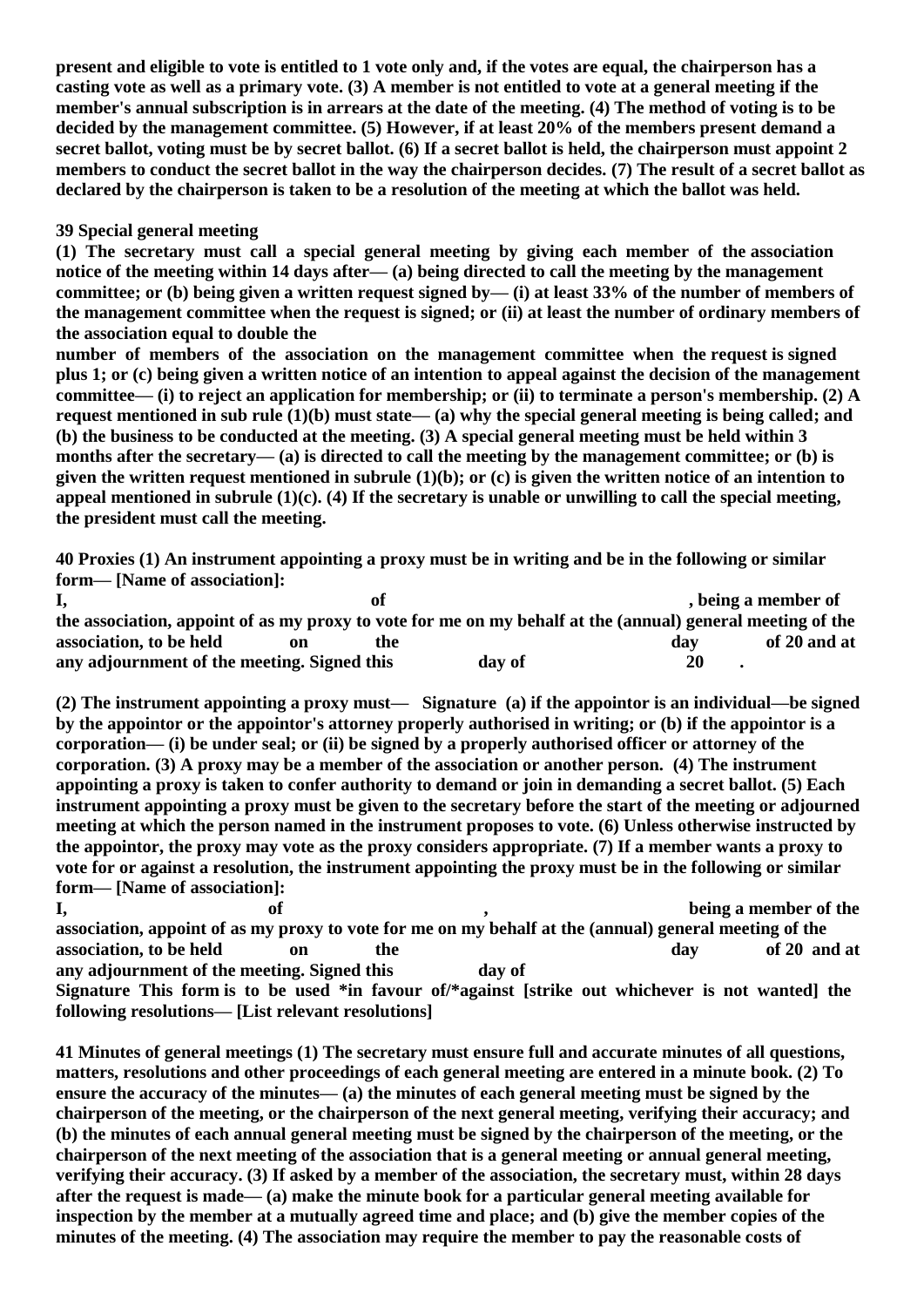**present and eligible to vote is entitled to 1 vote only and, if the votes are equal, the chairperson has a casting vote as well as a primary vote. (3) A member is not entitled to vote at a general meeting if the member's annual subscription is in arrears at the date of the meeting. (4) The method of voting is to be decided by the management committee. (5) However, if at least 20% of the members present demand a secret ballot, voting must be by secret ballot. (6) If a secret ballot is held, the chairperson must appoint 2 members to conduct the secret ballot in the way the chairperson decides. (7) The result of a secret ballot as declared by the chairperson is taken to be a resolution of the meeting at which the ballot was held.**

**39 Special general meeting**

**(1) The secretary must call a special general meeting by giving each member of the association notice of the meeting within 14 days after— (a) being directed to call the meeting by the management committee; or (b) being given a written request signed by— (i) at least 33% of the number of members of the management committee when the request is signed; or (ii) at least the number of ordinary members of the association equal to double the number of members of the association on the management committee when the request is signed plus 1; or (c) being given a written notice of an intention to appeal against the decision of the management committee— (i) to reject an application for membership; or (ii) to terminate a person's membership. (2) A request mentioned in sub rule (1)(b) must state— (a) why the special general meeting is being called; and (b) the business to be conducted at the meeting. (3) A special general meeting must be held within 3 months after the secretary— (a) is directed to call the meeting by the management committee; or (b) is given the written request mentioned in subrule (1)(b); or (c) is given the written notice of an intention to appeal mentioned in subrule (1)(c). (4) If the secretary is unable or unwilling to call the special meeting, the president must call the meeting.**

**40 Proxies (1) An instrument appointing a proxy must be in writing and be in the following or similar form— [Name of association]:**

**I, of , being a member of the association, appoint of as my proxy to vote for me on my behalf at the (annual) general meeting of the association, to be held on the day of 20 and at any adjournment of the meeting. Signed this day of 20 .**

**(2) The instrument appointing a proxy must— Signature (a) if the appointor is an individual—be signed by the appointor or the appointor's attorney properly authorised in writing; or (b) if the appointor is a corporation— (i) be under seal; or (ii) be signed by a properly authorised officer or attorney of the corporation. (3) A proxy may be a member of the association or another person. (4) The instrument appointing a proxy is taken to confer authority to demand or join in demanding a secret ballot. (5) Each instrument appointing a proxy must be given to the secretary before the start of the meeting or adjourned meeting at which the person named in the instrument proposes to vote. (6) Unless otherwise instructed by the appointor, the proxy may vote as the proxy considers appropriate. (7) If a member wants a proxy to vote for or against a resolution, the instrument appointing the proxy must be in the following or similar form— [Name of association]:**

**I, of , being a member of the association, appoint of as my proxy to vote for me on my behalf at the (annual) general meeting of the association, to be held on the day of 20 and at any adjournment of the meeting. Signed this day of**

**Signature This form is to be used *in favour of/*against [strike out whichever is not wanted] the following resolutions— [List relevant resolutions]**

**41 Minutes of general meetings (1) The secretary must ensure full and accurate minutes of all questions, matters, resolutions and other proceedings of each general meeting are entered in a minute book. (2) To ensure the accuracy of the minutes— (a) the minutes of each general meeting must be signed by the chairperson of the meeting, or the chairperson of the next general meeting, verifying their accuracy; and (b) the minutes of each annual general meeting must be signed by the chairperson of the meeting, or the chairperson of the next meeting of the association that is a general meeting or annual general meeting, verifying their accuracy. (3) If asked by a member of the association, the secretary must, within 28 days after the request is made— (a) make the minute book for a particular general meeting available for inspection by the member at a mutually agreed time and place; and (b) give the member copies of the minutes of the meeting. (4) The association may require the member to pay the reasonable costs of**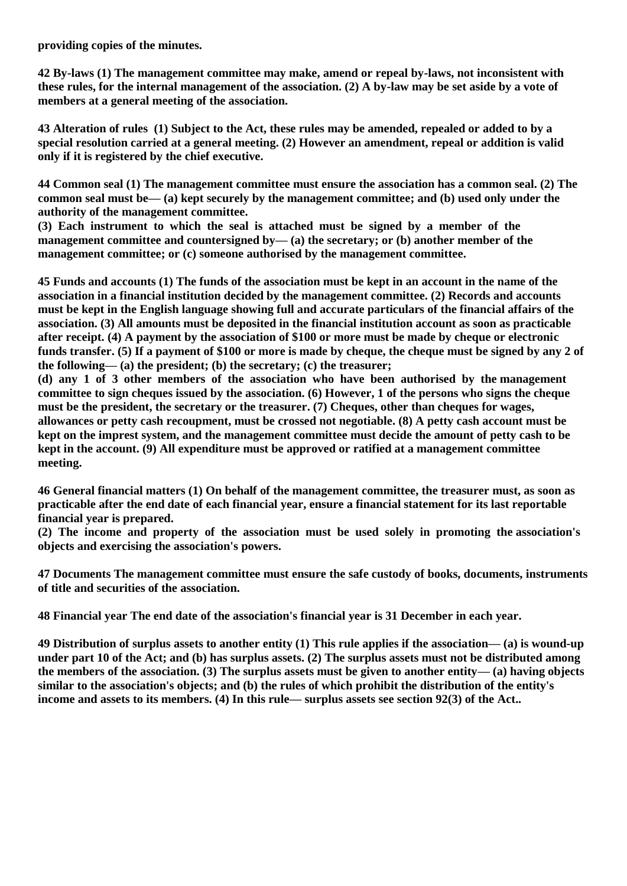**providing copies of the minutes.**

**42 By-laws (1) The management committee may make, amend or repeal by-laws, not inconsistent with these rules, for the internal management of the association. (2) A by-law may be set aside by a vote of members at a general meeting of the association.**

**43 Alteration of rules (1) Subject to the Act, these rules may be amended, repealed or added to by a special resolution carried at a general meeting. (2) However an amendment, repeal or addition is valid only if it is registered by the chief executive.**

**44 Common seal (1) The management committee must ensure the association has a common seal. (2) The common seal must be— (a) kept securely by the management committee; and (b) used only under the authority of the management committee.**
**(3) Each instrument to which the seal is attached must be signed by a member of the management committee and countersigned by— (a) the secretary; or (b) another member of the management committee; or (c) someone authorised by the management committee.**

**45 Funds and accounts (1) The funds of the association must be kept in an account in the name of the association in a financial institution decided by the management committee. (2) Records and accounts must be kept in the English language showing full and accurate particulars of the financial affairs of the association. (3) All amounts must be deposited in the financial institution account as soon as practicable after receipt. (4) A payment by the association of $100 or more must be made by cheque or electronic funds transfer. (5) If a payment of $100 or more is made by cheque, the cheque must be signed by any 2 of the following— (a) the president; (b) the secretary; (c) the treasurer;**
**(d) any 1 of 3 other members of the association who have been authorised by the management committee to sign cheques issued by the association. (6) However, 1 of the persons who signs the cheque must be the president, the secretary or the treasurer. (7) Cheques, other than cheques for wages, allowances or petty cash recoupment, must be crossed not negotiable. (8) A petty cash account must be kept on the imprest system, and the management committee must decide the amount of petty cash to be kept in the account. (9) All expenditure must be approved or ratified at a management committee meeting.**

**46 General financial matters (1) On behalf of the management committee, the treasurer must, as soon as practicable after the end date of each financial year, ensure a financial statement for its last reportable financial year is prepared.**
**(2) The income and property of the association must be used solely in promoting the association's objects and exercising the association's powers.**

**47 Documents The management committee must ensure the safe custody of books, documents, instruments of title and securities of the association.**

**48 Financial year The end date of the association's financial year is 31 December in each year.**

**49 Distribution of surplus assets to another entity (1) This rule applies if the association— (a) is wound-up under part 10 of the Act; and (b) has surplus assets. (2) The surplus assets must not be distributed among the members of the association. (3) The surplus assets must be given to another entity— (a) having objects similar to the association's objects; and (b) the rules of which prohibit the distribution of the entity's income and assets to its members. (4) In this rule— surplus assets see section 92(3) of the Act..**